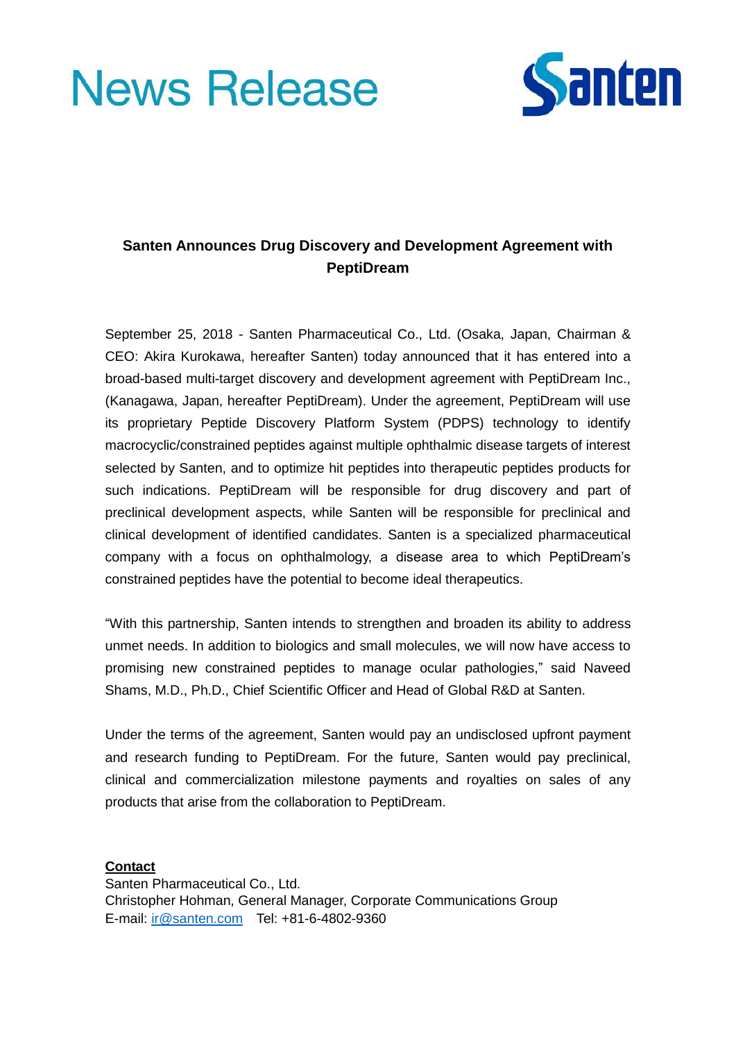# News Release

Santen

## Santen Announces Drug Discovery and Development Agreement with PeptiDream

September 25, 2018 - Santen Pharmaceutical Co., Ltd. (Osaka, Japan, Chairman & CEO: Akira Kurokawa, hereafter Santen) today announced that it has entered into a broad-based multi-target discovery and development agreement with PeptiDream Inc., (Kanagawa, Japan, hereafter PeptiDream). Under the agreement, PeptiDream will use its proprietary Peptide Discovery Platform System (PDPS) technology to identify macrocyclic/constrained peptides against multiple ophthalmic disease targets of interest selected by Santen, and to optimize hit peptides into therapeutic peptides products for such indications. PeptiDream will be responsible for drug discovery and part of preclinical development aspects, while Santen will be responsible for preclinical and clinical development of identified candidates. Santen is a specialized pharmaceutical company with a focus on ophthalmology, a disease area to which PeptiDream's constrained peptides have the potential to become ideal therapeutics.

"With this partnership, Santen intends to strengthen and broaden its ability to address unmet needs. In addition to biologics and small molecules, we will now have access to promising new constrained peptides to manage ocular pathologies," said Naveed Shams, M.D., Ph.D., Chief Scientific Officer and Head of Global R&D at Santen.

Under the terms of the agreement, Santen would pay an undisclosed upfront payment and research funding to PeptiDream. For the future, Santen would pay preclinical, clinical and commercialization milestone payments and royalties on sales of any products that arise from the collaboration to PeptiDream.

**Contact**
Santen Pharmaceutical Co., Ltd.
Christopher Hohman, General Manager, Corporate Communications Group
E-mail: ir@santen.com Tel: +81-6-4802-9360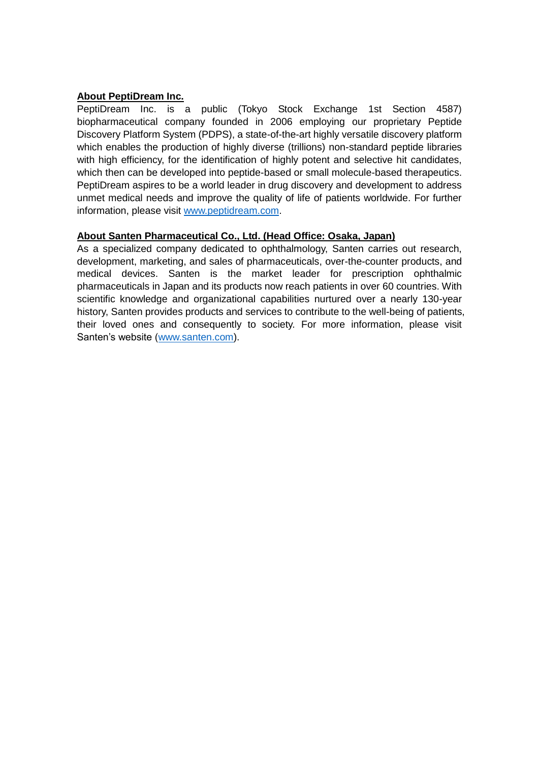**About PeptiDream Inc.**

PeptiDream Inc. is a public (Tokyo Stock Exchange 1st Section 4587) biopharmaceutical company founded in 2006 employing our proprietary Peptide Discovery Platform System (PDPS), a state-of-the-art highly versatile discovery platform which enables the production of highly diverse (trillions) non-standard peptide libraries with high efficiency, for the identification of highly potent and selective hit candidates, which then can be developed into peptide-based or small molecule-based therapeutics. PeptiDream aspires to be a world leader in drug discovery and development to address unmet medical needs and improve the quality of life of patients worldwide. For further information, please visit www.peptidream.com.

**About Santen Pharmaceutical Co., Ltd. (Head Office: Osaka, Japan)**

As a specialized company dedicated to ophthalmology, Santen carries out research, development, marketing, and sales of pharmaceuticals, over-the-counter products, and medical devices. Santen is the market leader for prescription ophthalmic pharmaceuticals in Japan and its products now reach patients in over 60 countries. With scientific knowledge and organizational capabilities nurtured over a nearly 130-year history, Santen provides products and services to contribute to the well-being of patients, their loved ones and consequently to society. For more information, please visit Santen's website (www.santen.com).